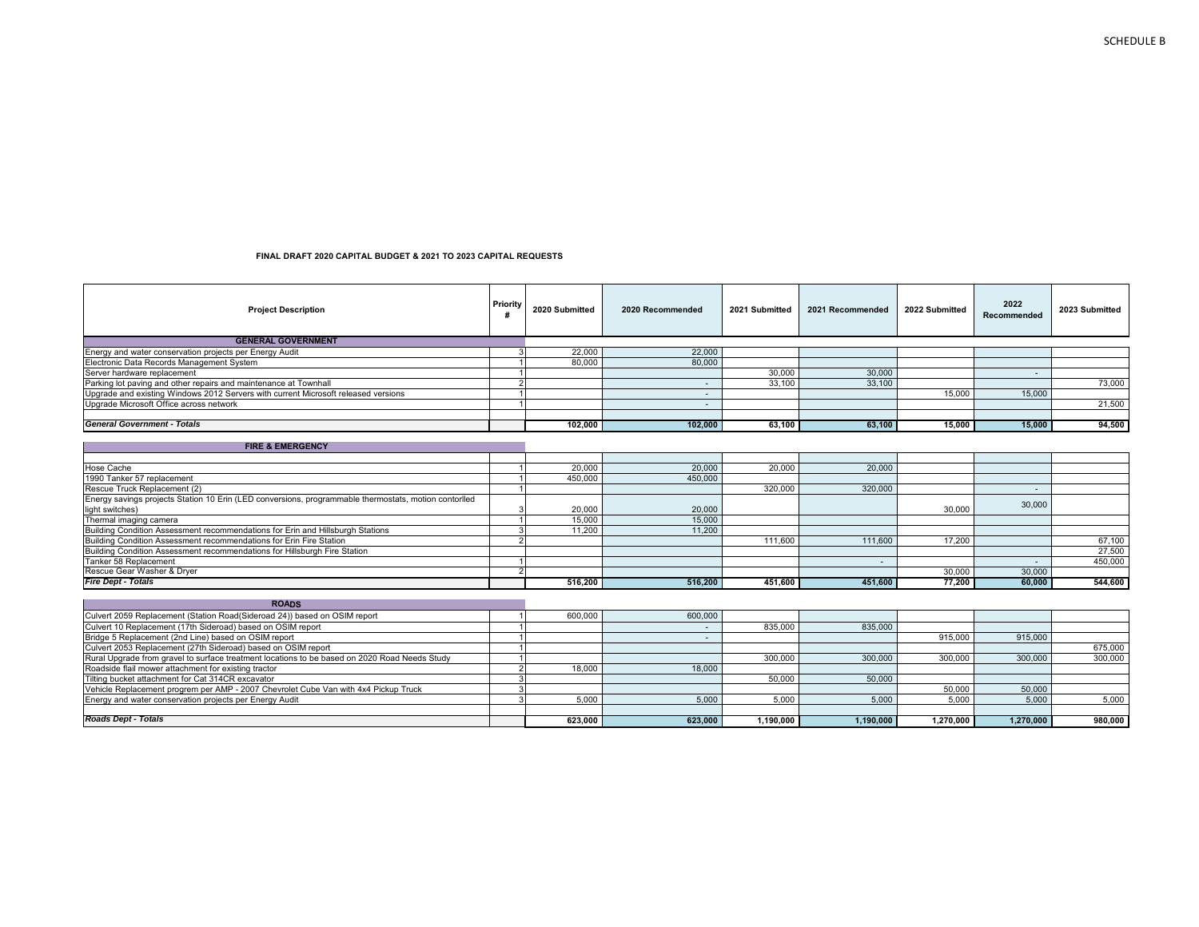SCHEDULE B

**FINAL DRAFT 2020 CAPITAL BUDGET & 2021 TO 2023 CAPITAL REQUESTS**

| Project Description | Priority # | 2020 Submitted | 2020 Recommended | 2021 Submitted | 2021 Recommended | 2022 Submitted | 2022 Recommended | 2023 Submitted |
|---|---|---|---|---|---|---|---|---|
| **GENERAL GOVERNMENT** | | | | | | | | |
| Energy and water conservation projects per Energy Audit | 3 | 22,000 | 22,000 | | | | | |
| Electronic Data Records Management System | 1 | 80,000 | 80,000 | | | | | |
| Server hardware replacement | 1 | | | 30,000 | 30,000 | | - | |
| Parking lot paving and other repairs and maintenance at Townhall | 2 | | - | 33,100 | 33,100 | | | 73,000 |
| Upgrade and existing Windows 2012 Servers with current Microsoft released versions | 1 | | - | | | 15,000 | 15,000 | |
| Upgrade Microsoft Office across network | 1 | | - | | | | | 21,500 |
| ***General Government - Totals*** | | **102,000** | **102,000** | **63,100** | **63,100** | **15,000** | **15,000** | **94,500** |
| **FIRE & EMERGENCY** | | | | | | | | |
| Hose Cache | 1 | 20,000 | 20,000 | 20,000 | 20,000 | | | |
| 1990 Tanker 57 replacement | 1 | 450,000 | 450,000 | | | | | |
| Rescue Truck Replacement (2) | 1 | | | 320,000 | 320,000 | | - | |
| Energy savings projects Station 10 Erin (LED conversions, programmable thermostats, motion contorlled light switches) | 3 | 20,000 | 20,000 | | | 30,000 | 30,000 | |
| Thermal imaging camera | 1 | 15,000 | 15,000 | | | | | |
| Building Condition Assessment recommendations for Erin and Hillsburgh Stations | 3 | 11,200 | 11,200 | | | | | |
| Building Condition Assessment recommendations for Erin Fire Station | 2 | | | 111,600 | 111,600 | 17,200 | | 67,100 |
| Building Condition Assessment recommendations for Hillsburgh Fire Station | | | | | | | | 27,500 |
| Tanker 58 Replacement | 1 | | | | - | | - | 450,000 |
| Rescue Gear Washer & Dryer | 2 | | | | | 30,000 | 30,000 | |
| ***Fire Dept - Totals*** | | **516,200** | **516,200** | **451,600** | **451,600** | **77,200** | **60,000** | **544,600** |
| **ROADS** | | | | | | | | |
| Culvert 2059 Replacement (Station Road(Sideroad 24)) based on OSIM report | 1 | 600,000 | 600,000 | | | | | |
| Culvert 10 Replacement (17th Sideroad) based on OSIM report | 1 | | - | 835,000 | 835,000 | | | |
| Bridge 5 Replacement (2nd Line) based on OSIM report | 1 | | - | | | 915,000 | 915,000 | |
| Culvert 2053 Replacement (27th Sideroad) based on OSIM report | 1 | | | | | | | 675,000 |
| Rural Upgrade from gravel to surface treatment locations to be based on 2020 Road Needs Study | 1 | | | 300,000 | 300,000 | 300,000 | 300,000 | 300,000 |
| Roadside flail mower attachment for existing tractor | 2 | 18,000 | 18,000 | | | | | |
| Tilting bucket attachment for Cat 314CR excavator | 3 | | | 50,000 | 50,000 | | | |
| Vehicle Replacement progrem per AMP - 2007 Chevrolet Cube Van with 4x4 Pickup Truck | 3 | | | | | 50,000 | 50,000 | |
| Energy and water conservation projects per Energy Audit | 3 | 5,000 | 5,000 | 5,000 | 5,000 | 5,000 | 5,000 | 5,000 |
| ***Roads Dept - Totals*** | | **623,000** | **623,000** | **1,190,000** | **1,190,000** | **1,270,000** | **1,270,000** | **980,000** |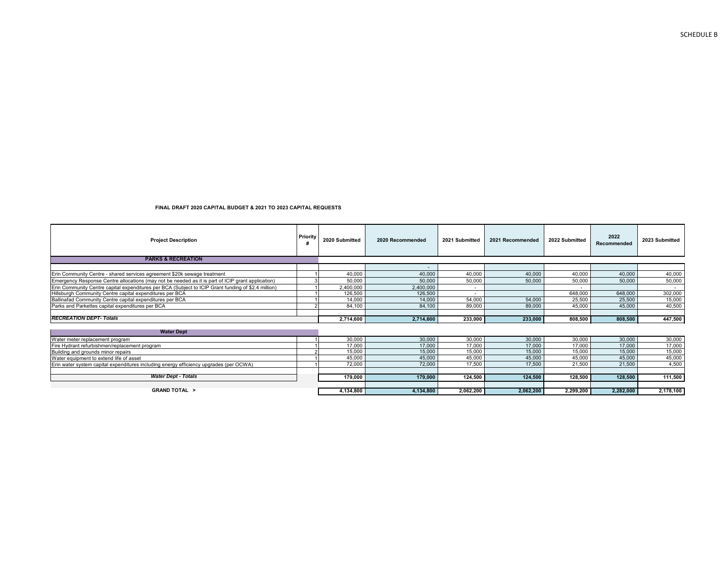SCHEDULE B

**FINAL DRAFT 2020 CAPITAL BUDGET & 2021 TO 2023 CAPITAL REQUESTS**

| Project Description | Priority # | 2020 Submitted | 2020 Recommended | 2021 Submitted | 2021 Recommended | 2022 Submitted | 2022 Recommended | 2023 Submitted |
|---|---|---|---|---|---|---|---|---|
| **PARKS & RECREATION** | | | | | | | | |
| | | | - | | | | | |
| Erin Community Centre - shared services agreement $20k sewage treatment | 1 | 40,000 | 40,000 | 40,000 | 40,000 | 40,000 | 40,000 | 40,000 |
| Emergency Response Centre allocations (may not be needed as it is part of ICIP grant application) | 3 | 50,000 | 50,000 | 50,000 | 50,000 | 50,000 | 50,000 | 50,000 |
| Erin Community Centre capital expenditures per BCA (Subject to ICIP Grant funding of $2.4 million) | 1 | 2,400,000 | 2,400,000 | - | | - | | - |
| Hillsburgh Community Centre capital expenditures per BCA | 1 | 126,500 | 126,500 | - | | 648,000 | 648,000 | 302,000 |
| Ballinafad Community Centre capital expenditures per BCA | 1 | 14,000 | 14,000 | 54,000 | 54,000 | 25,500 | 25,500 | 15,000 |
| Parks and Parkettes capital expenditures per BCA | 2 | 84,100 | 84,100 | 89,000 | 89,000 | 45,000 | 45,000 | 40,500 |
| ***RECREATION DEPT- Totals*** | | **2,714,600** | **2,714,600** | **233,000** | **233,000** | **808,500** | **808,500** | **447,500** |
| **Water Dept** | | | | | | | | |
| Water meter replacement program | 1 | 30,000 | 30,000 | 30,000 | 30,000 | 30,000 | 30,000 | 30,000 |
| Fire Hydrant refurbishmen/replacement program | 1 | 17,000 | 17,000 | 17,000 | 17,000 | 17,000 | 17,000 | 17,000 |
| Building and grounds minor repairs | 2 | 15,000 | 15,000 | 15,000 | 15,000 | 15,000 | 15,000 | 15,000 |
| Water equipment to extend life of asset | 1 | 45,000 | 45,000 | 45,000 | 45,000 | 45,000 | 45,000 | 45,000 |
| Erin water system capital expenditures including energy efficiency upgrades (per OCWA) | 1 | 72,000 | 72,000 | 17,500 | 17,500 | 21,500 | 21,500 | 4,500 |
| ***Water Dept - Totals*** | | **179,000** | **179,000** | **124,500** | **124,500** | **128,500** | **128,500** | **111,500** |
| **GRAND TOTAL >** | | **4,134,800** | **4,134,800** | **2,062,200** | **2,062,200** | **2,299,200** | **2,282,000** | **2,178,100** |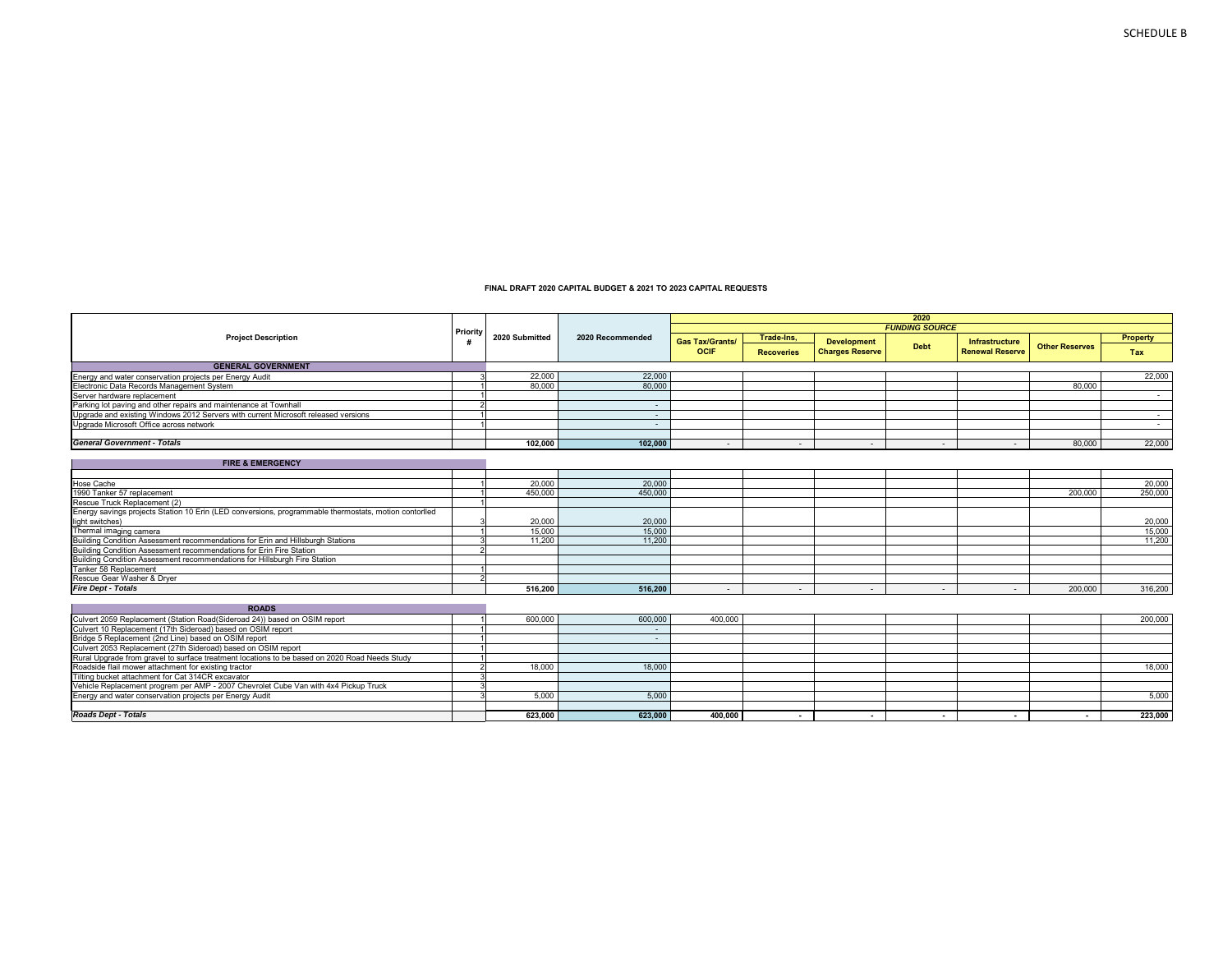SCHEDULE B

**FINAL DRAFT 2020 CAPITAL BUDGET & 2021 TO 2023 CAPITAL REQUESTS**

| Project Description | Priority # | 2020 Submitted | 2020 Recommended | 2020 FUNDING SOURCE | | | | | | |
|---|---|---|---|---|---|---|---|---|---|---|
| | | | | Gas Tax/Grants/ OCIF | Trade-Ins, Recoveries | Development Charges Reserve | Debt | Infrastructure Renewal Reserve | Other Reserves | Property Tax |
| **GENERAL GOVERNMENT** | | | | | | | | | | |
| Energy and water conservation projects per Energy Audit | 3 | 22,000 | 22,000 | | | | | | | 22,000 |
| Electronic Data Records Management System | 1 | 80,000 | 80,000 | | | | | | 80,000 | |
| Server hardware replacement | 1 | | | | | | | | | - |
| Parking lot paving and other repairs and maintenance at Townhall | 2 | | - | | | | | | | |
| Upgrade and existing Windows 2012 Servers with current Microsoft released versions | 1 | | - | | | | | | | - |
| Upgrade Microsoft Office across network | 1 | | - | | | | | | | - |
| ***General Government - Totals*** | | **102,000** | **102,000** | - | - | - | - | - | 80,000 | 22,000 |
| **FIRE & EMERGENCY** | | | | | | | | | | |
| Hose Cache | 1 | 20,000 | 20,000 | | | | | | | 20,000 |
| 1990 Tanker 57 replacement | 1 | 450,000 | 450,000 | | | | | | 200,000 | 250,000 |
| Rescue Truck Replacement (2) | 1 | | | | | | | | | |
| Energy savings projects Station 10 Erin (LED conversions, programmable thermostats, motion contorlled light switches) | 3 | 20,000 | 20,000 | | | | | | | 20,000 |
| Thermal imaging camera | 1 | 15,000 | 15,000 | | | | | | | 15,000 |
| Building Condition Assessment recommendations for Erin and Hillsburgh Stations | 3 | 11,200 | 11,200 | | | | | | | 11,200 |
| Building Condition Assessment recommendations for Erin Fire Station | 2 | | | | | | | | | |
| Building Condition Assessment recommendations for Hillsburgh Fire Station | | | | | | | | | | |
| Tanker 58 Replacement | 1 | | | | | | | | | |
| Rescue Gear Washer & Dryer | 2 | | | | | | | | | |
| ***Fire Dept - Totals*** | | **516,200** | **516,200** | - | - | - | - | - | 200,000 | 316,200 |
| **ROADS** | | | | | | | | | | |
| Culvert 2059 Replacement (Station Road(Sideroad 24)) based on OSIM report | 1 | 600,000 | 600,000 | 400,000 | | | | | | 200,000 |
| Culvert 10 Replacement (17th Sideroad) based on OSIM report | 1 | | - | | | | | | | |
| Bridge 5 Replacement (2nd Line) based on OSIM report | 1 | | - | | | | | | | |
| Culvert 2053 Replacement (27th Sideroad) based on OSIM report | 1 | | | | | | | | | |
| Rural Upgrade from gravel to surface treatment locations to be based on 2020 Road Needs Study | 1 | | | | | | | | | |
| Roadside flail mower attachment for existing tractor | 2 | 18,000 | 18,000 | | | | | | | 18,000 |
| Tilting bucket attachment for Cat 314CR excavator | 3 | | | | | | | | | |
| Vehicle Replacement progrem per AMP - 2007 Chevrolet Cube Van with 4x4 Pickup Truck | 3 | | | | | | | | | |
| Energy and water conservation projects per Energy Audit | 3 | 5,000 | 5,000 | | | | | | | 5,000 |
| ***Roads Dept - Totals*** | | **623,000** | **623,000** | **400,000** | **-** | **-** | **-** | **-** | **-** | **223,000** |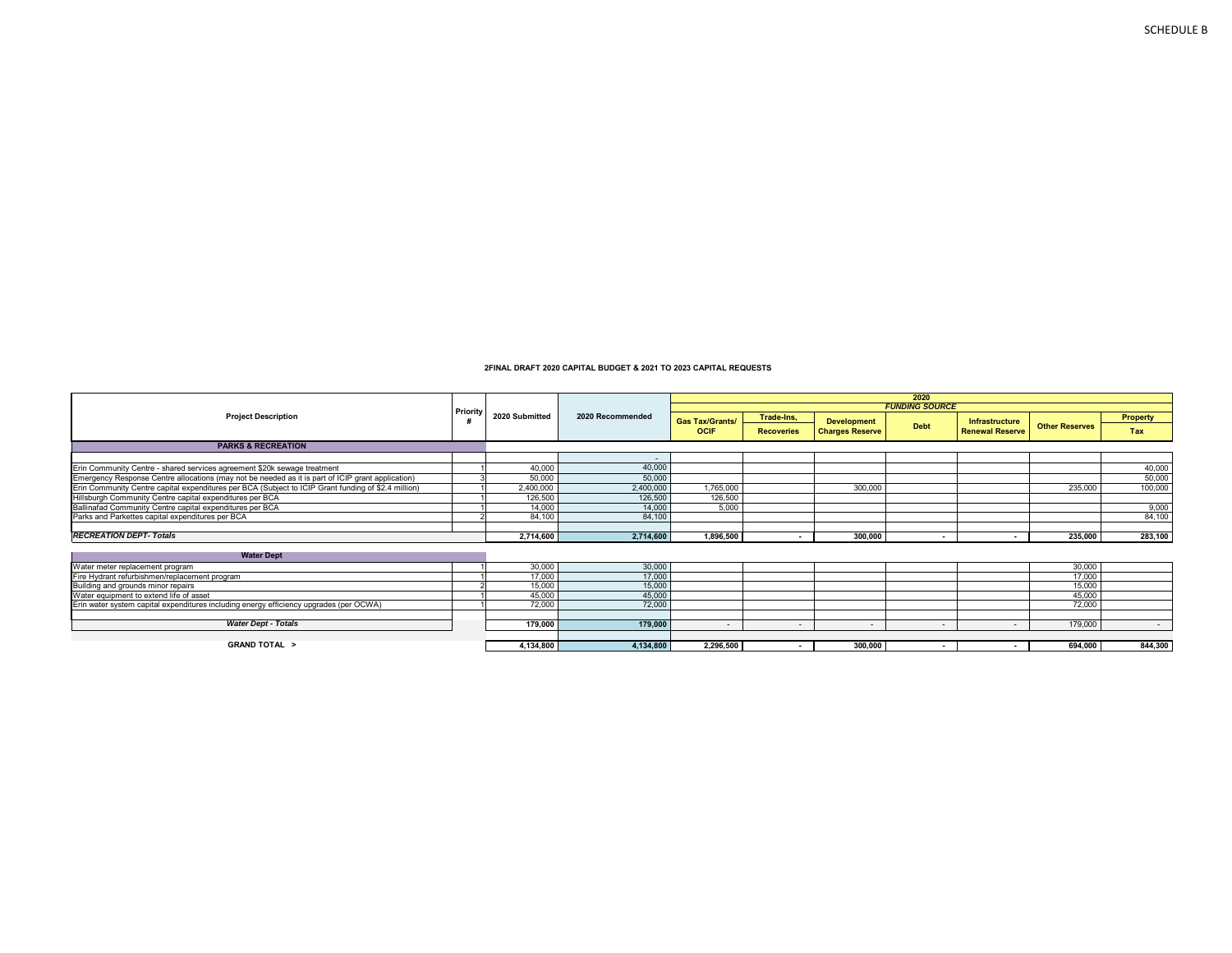SCHEDULE B

**2FINAL DRAFT 2020 CAPITAL BUDGET & 2021 TO 2023 CAPITAL REQUESTS**

| Project Description | Priority # | 2020 Submitted | 2020 Recommended | 2020 FUNDING SOURCE | | | | | | |
|---|---|---|---|---|---|---|---|---|---|---|
| | | | | Gas Tax/Grants/ OCIF | Trade-Ins, Recoveries | Development Charges Reserve | Debt | Infrastructure Renewal Reserve | Other Reserves | Property Tax |
| **PARKS & RECREATION** | | | | | | | | | | |
| | | | - | | | | | | | |
| Erin Community Centre - shared services agreement $20k sewage treatment | 1 | 40,000 | 40,000 | | | | | | | 40,000 |
| Emergency Response Centre allocations (may not be needed as it is part of ICIP grant application) | 3 | 50,000 | 50,000 | | | | | | | 50,000 |
| Erin Community Centre capital expenditures per BCA (Subject to ICIP Grant funding of $2.4 million) | 1 | 2,400,000 | 2,400,000 | 1,765,000 | | 300,000 | | | 235,000 | 100,000 |
| Hillsburgh Community Centre capital expenditures per BCA | 1 | 126,500 | 126,500 | 126,500 | | | | | | |
| Ballinafad Community Centre capital expenditures per BCA | 1 | 14,000 | 14,000 | 5,000 | | | | | | 9,000 |
| Parks and Parkettes capital expenditures per BCA | 2 | 84,100 | 84,100 | | | | | | | 84,100 |
| | | | | | | | | | | |
| ***RECREATION DEPT- Totals*** | | **2,714,600** | **2,714,600** | **1,896,500** | **-** | **300,000** | **-** | **-** | **235,000** | **283,100** |
| **Water Dept** | | | | | | | | | | |
| Water meter replacement program | 1 | 30,000 | 30,000 | | | | | | 30,000 | |
| Fire Hydrant refurbishmen/replacement program | 1 | 17,000 | 17,000 | | | | | | 17,000 | |
| Building and grounds minor repairs | 2 | 15,000 | 15,000 | | | | | | 15,000 | |
| Water equipment to extend life of asset | 1 | 45,000 | 45,000 | | | | | | 45,000 | |
| Erin water system capital expenditures including energy efficiency upgrades (per OCWA) | 1 | 72,000 | 72,000 | | | | | | 72,000 | |
| | | | | | | | | | | |
| ***Water Dept - Totals*** | | **179,000** | **179,000** | - | - | - | - | - | 179,000 | - |
| **GRAND TOTAL >** | | **4,134,800** | **4,134,800** | **2,296,500** | **-** | **300,000** | **-** | **-** | **694,000** | **844,300** |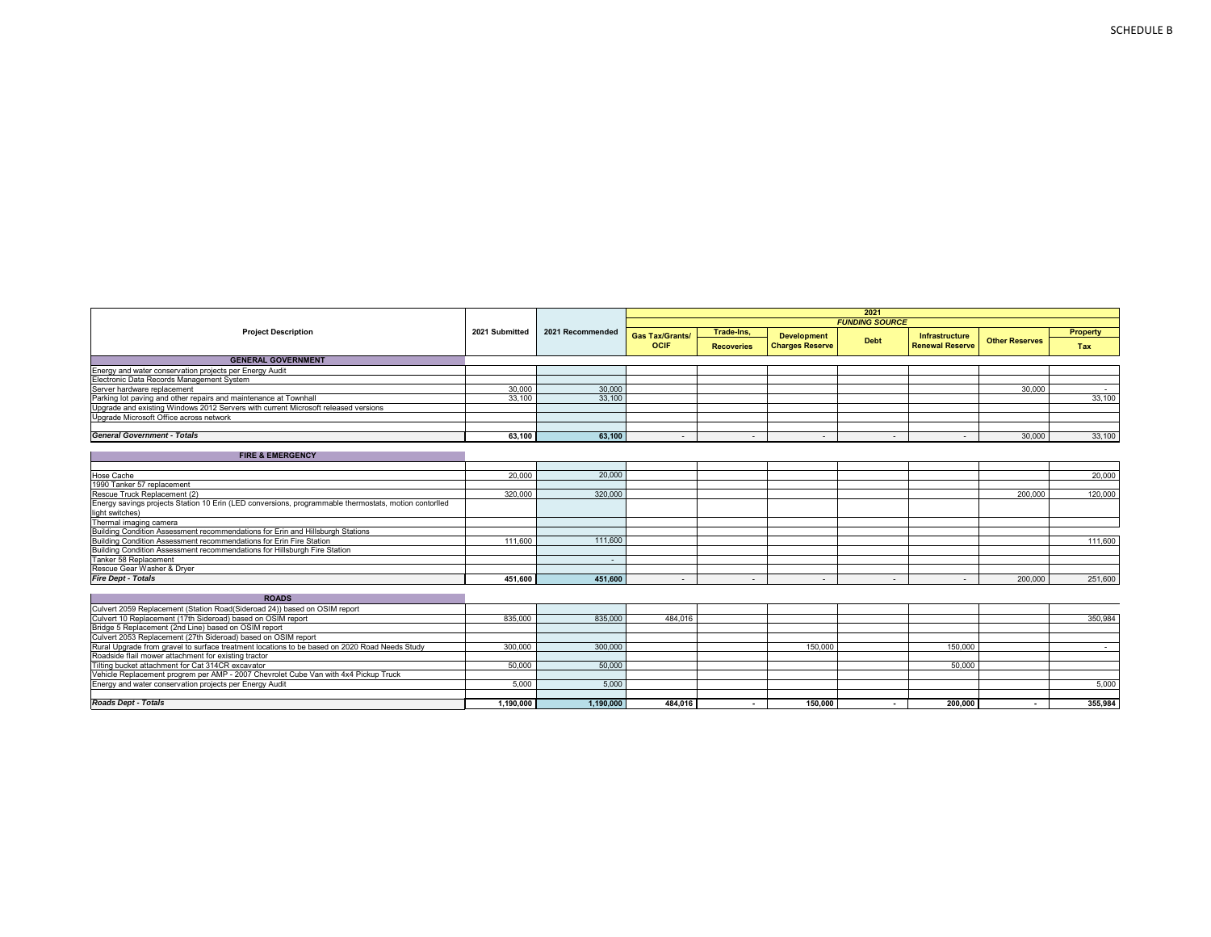# SCHEDULE B

| Project Description | 2021 Submitted | 2021 Recommended | 2021 FUNDING SOURCE | | | | | | |
|---|---|---|---|---|---|---|---|---|---|
| | | | Gas Tax/Grants/ OCIF | Trade-Ins, Recoveries | Development Charges Reserve | Debt | Infrastructure Renewal Reserve | Other Reserves | Property Tax |
| **GENERAL GOVERNMENT** | | | | | | | | | |
| Energy and water conservation projects per Energy Audit | | | | | | | | | |
| Electronic Data Records Management System | | | | | | | | | |
| Server hardware replacement | 30,000 | 30,000 | | | | | | 30,000 | - |
| Parking lot paving and other repairs and maintenance at Townhall | 33,100 | 33,100 | | | | | | | 33,100 |
| Upgrade and existing Windows 2012 Servers with current Microsoft released versions | | | | | | | | | |
| Upgrade Microsoft Office across network | | | | | | | | | |
| ***General Government - Totals*** | **63,100** | **63,100** | - | - | - | - | - | 30,000 | 33,100 |
| **FIRE & EMERGENCY** | | | | | | | | | |
| Hose Cache | 20,000 | 20,000 | | | | | | | 20,000 |
| 1990 Tanker 57 replacement | | | | | | | | | |
| Rescue Truck Replacement (2) | 320,000 | 320,000 | | | | | | 200,000 | 120,000 |
| Energy savings projects Station 10 Erin (LED conversions, programmable thermostats, motion contorlled light switches) | | | | | | | | | |
| Thermal imaging camera | | | | | | | | | |
| Building Condition Assessment recommendations for Erin and Hillsburgh Stations | | | | | | | | | |
| Building Condition Assessment recommendations for Erin Fire Station | 111,600 | 111,600 | | | | | | | 111,600 |
| Building Condition Assessment recommendations for Hillsburgh Fire Station | | | | | | | | | |
| Tanker 58 Replacement | | - | | | | | | | |
| Rescue Gear Washer & Dryer | | | | | | | | | |
| ***Fire Dept - Totals*** | **451,600** | **451,600** | - | - | - | - | - | 200,000 | 251,600 |
| **ROADS** | | | | | | | | | |
| Culvert 2059 Replacement (Station Road(Sideroad 24)) based on OSIM report | | | | | | | | | |
| Culvert 10 Replacement (17th Sideroad) based on OSIM report | 835,000 | 835,000 | 484,016 | | | | | | 350,984 |
| Bridge 5 Replacement (2nd Line) based on OSIM report | | | | | | | | | |
| Culvert 2053 Replacement (27th Sideroad) based on OSIM report | | | | | | | | | |
| Rural Upgrade from gravel to surface treatment locations to be based on 2020 Road Needs Study | 300,000 | 300,000 | | | 150,000 | | 150,000 | | - |
| Roadside flail mower attachment for existing tractor | | | | | | | | | |
| Tilting bucket attachment for Cat 314CR excavator | 50,000 | 50,000 | | | | | 50,000 | | |
| Vehicle Replacement progrem per AMP - 2007 Chevrolet Cube Van with 4x4 Pickup Truck | | | | | | | | | |
| Energy and water conservation projects per Energy Audit | 5,000 | 5,000 | | | | | | | 5,000 |
| ***Roads Dept - Totals*** | **1,190,000** | **1,190,000** | **484,016** | **-** | **150,000** | **-** | **200,000** | **-** | **355,984** |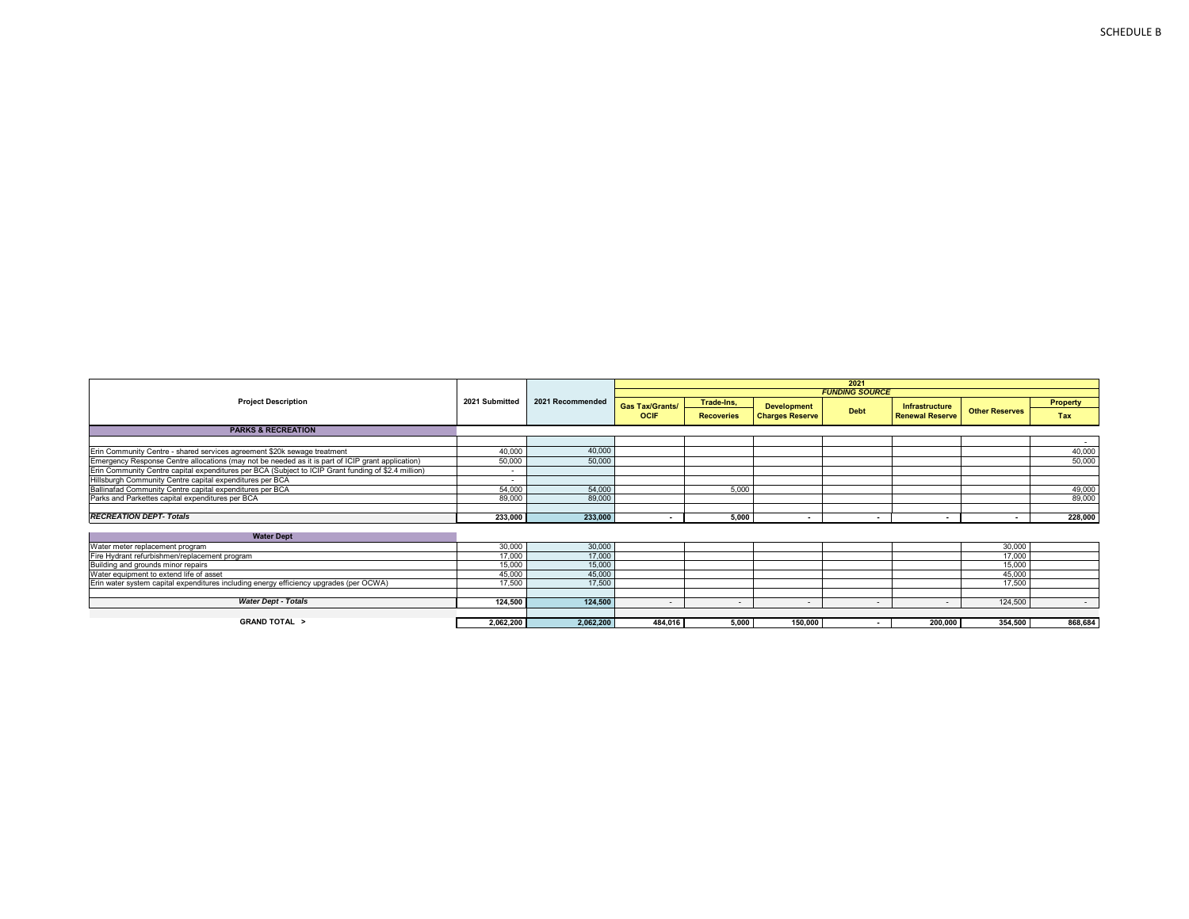SCHEDULE B

| Project Description | 2021 Submitted | 2021 Recommended | 2021 FUNDING SOURCE | | | | | | |
|---|---|---|---|---|---|---|---|---|---|
| | | | Gas Tax/Grants/ OCIF | Trade-Ins, Recoveries | Development Charges Reserve | Debt | Infrastructure Renewal Reserve | Other Reserves | Property Tax |
| **PARKS & RECREATION** | | | | | | | | | |
| | | | | | | | | | - |
| Erin Community Centre - shared services agreement $20k sewage treatment | 40,000 | 40,000 | | | | | | | 40,000 |
| Emergency Response Centre allocations (may not be needed as it is part of ICIP grant application) | 50,000 | 50,000 | | | | | | | 50,000 |
| Erin Community Centre capital expenditures per BCA (Subject to ICIP Grant funding of $2.4 million) | - | | | | | | | | |
| Hillsburgh Community Centre capital expenditures per BCA | - | | | | | | | | |
| Ballinafad Community Centre capital expenditures per BCA | 54,000 | 54,000 | | 5,000 | | | | | 49,000 |
| Parks and Parkettes capital expenditures per BCA | 89,000 | 89,000 | | | | | | | 89,000 |
| ***RECREATION DEPT- Totals*** | **233,000** | **233,000** | **-** | **5,000** | **-** | **-** | **-** | **-** | **228,000** |
| **Water Dept** | | | | | | | | | |
| Water meter replacement program | 30,000 | 30,000 | | | | | | 30,000 | |
| Fire Hydrant refurbishmen/replacement program | 17,000 | 17,000 | | | | | | 17,000 | |
| Building and grounds minor repairs | 15,000 | 15,000 | | | | | | 15,000 | |
| Water equipment to extend life of asset | 45,000 | 45,000 | | | | | | 45,000 | |
| Erin water system capital expenditures including energy efficiency upgrades (per OCWA) | 17,500 | 17,500 | | | | | | 17,500 | |
| ***Water Dept - Totals*** | **124,500** | **124,500** | - | - | - | - | - | 124,500 | - |
| **GRAND TOTAL >** | **2,062,200** | **2,062,200** | **484,016** | **5,000** | **150,000** | **-** | **200,000** | **354,500** | **868,684** |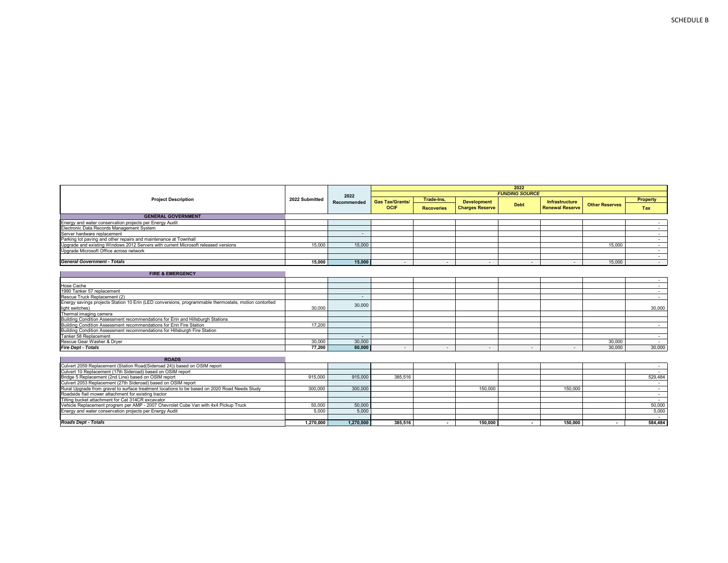SCHEDULE B

| Project Description | 2022 Submitted | 2022 Recommended | 2022 FUNDING SOURCE | | | | | | |
|---|---|---|---|---|---|---|---|---|---|
| | | | Gas Tax/Grants/ OCIF | Trade-Ins, Recoveries | Development Charges Reserve | Debt | Infrastructure Renewal Reserve | Other Reserves | Property Tax |
| **GENERAL GOVERNMENT** | | | | | | | | | |
| Energy and water conservation projects per Energy Audit | | | | | | | | | - |
| Electronic Data Records Management System | | | | | | | | | - |
| Server hardware replacement | | - | | | | | | | - |
| Parking lot paving and other repairs and maintenance at Townhall | | | | | | | | | - |
| Upgrade and existing Windows 2012 Servers with current Microsoft released versions | 15,000 | 15,000 | | | | | | 15,000 | - |
| Upgrade Microsoft Office across network | | | | | | | | | - |
| | | | | | | | | | - |
| ***General Government - Totals*** | **15,000** | **15,000** | - | - | - | - | - | 15,000 | - |
| **FIRE & EMERGENCY** | | | | | | | | | |
| | | | | | | | | | - |
| Hose Cache | | | | | | | | | - |
| 1990 Tanker 57 replacement | | | | | | | | | - |
| Rescue Truck Replacement (2) | | - | | | | | | | - |
| Energy savings projects Station 10 Erin (LED conversions, programmable thermostats, motion contorlled light switches) | 30,000 | 30,000 | | | | | | | 30,000 |
| Thermal imaging camera | | | | | | | | | |
| Building Condition Assessment recommendations for Erin and Hillsburgh Stations | | | | | | | | | |
| Building Condition Assessment recommendations for Erin Fire Station | 17,200 | | | | | | | | - |
| Building Condition Assessment recommendations for Hillsburgh Fire Station | | | | | | | | | |
| Tanker 58 Replacement | | - | | | | | | | - |
| Rescue Gear Washer & Dryer | 30,000 | 30,000 | | | | | | 30,000 | - |
| ***Fire Dept - Totals*** | **77,200** | **60,000** | - | - | - | - | - | 30,000 | 30,000 |
| **ROADS** | | | | | | | | | |
| Culvert 2059 Replacement (Station Road(Sideroad 24)) based on OSIM report | | | | | | | | | - |
| Culvert 10 Replacement (17th Sideroad) based on OSIM report | | | | | | | | | - |
| Bridge 5 Replacement (2nd Line) based on OSIM report | 915,000 | 915,000 | 385,516 | | | | | | 529,484 |
| Culvert 2053 Replacement (27th Sideroad) based on OSIM report | | | | | | | | | - |
| Rural Upgrade from gravel to surface treatment locations to be based on 2020 Road Needs Study | 300,000 | 300,000 | | | 150,000 | | 150,000 | | - |
| Roadside flail mower attachment for existing tractor | | | | | | | | | - |
| Tilting bucket attachment for Cat 314CR excavator | | | | | | | | | - |
| Vehicle Replacement progrem per AMP - 2007 Chevrolet Cube Van with 4x4 Pickup Truck | 50,000 | 50,000 | | | | | | | 50,000 |
| Energy and water conservation projects per Energy Audit | 5,000 | 5,000 | | | | | | | 5,000 |
| | | | | | | | | | - |
| ***Roads Dept - Totals*** | **1,270,000** | **1,270,000** | **385,516** | **-** | **150,000** | **-** | **150,000** | **-** | **584,484** |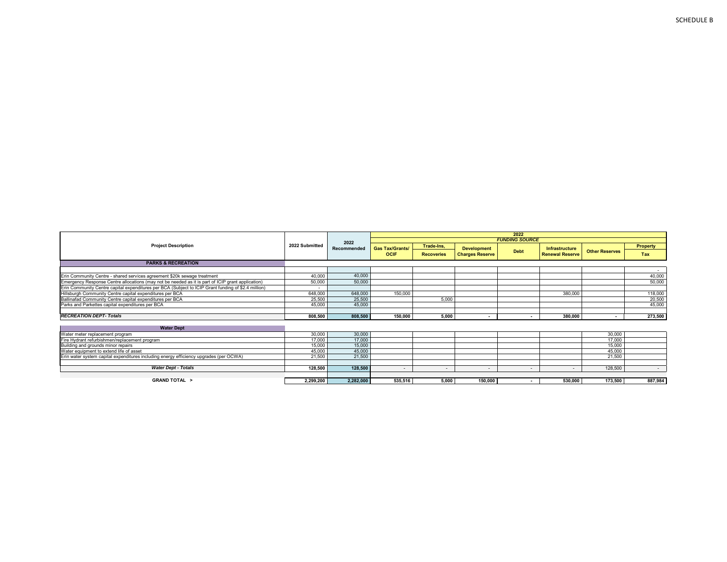SCHEDULE B

| Project Description | 2022 Submitted | 2022 Recommended | 2022 FUNDING SOURCE | | | | | | |
|---|---|---|---|---|---|---|---|---|---|
| | | | Gas Tax/Grants/ OCIF | Trade-Ins, Recoveries | Development Charges Reserve | Debt | Infrastructure Renewal Reserve | Other Reserves | Property Tax |
| **PARKS & RECREATION** | | | | | | | | | |
| | | | | | | | | | - |
| Erin Community Centre - shared services agreement $20k sewage treatment | 40,000 | 40,000 | | | | | | | 40,000 |
| Emergency Response Centre allocations (may not be needed as it is part of ICIP grant application) | 50,000 | 50,000 | | | | | | | 50,000 |
| Erin Community Centre capital expenditures per BCA (Subject to ICIP Grant funding of $2.4 million) | - | | | | | | | | |
| Hillsburgh Community Centre capital expenditures per BCA | 648,000 | 648,000 | 150,000 | | | | 380,000 | | 118,000 |
| Ballinafad Community Centre capital expenditures per BCA | 25,500 | 25,500 | | 5,000 | | | | | 20,500 |
| Parks and Parkettes capital expenditures per BCA | 45,000 | 45,000 | | | | | | | 45,000 |
| | | | | | | | | | |
| ***RECREATION DEPT- Totals*** | **808,500** | **808,500** | **150,000** | **5,000** | **-** | **-** | **380,000** | **-** | **273,500** |
| **Water Dept** | | | | | | | | | |
| Water meter replacement program | 30,000 | 30,000 | | | | | | 30,000 | |
| Fire Hydrant refurbishmen/replacement program | 17,000 | 17,000 | | | | | | 17,000 | |
| Building and grounds minor repairs | 15,000 | 15,000 | | | | | | 15,000 | |
| Water equipment to extend life of asset | 45,000 | 45,000 | | | | | | 45,000 | |
| Erin water system capital expenditures including energy efficiency upgrades (per OCWA) | 21,500 | 21,500 | | | | | | 21,500 | |
| | | | | | | | | | |
| ***Water Dept - Totals*** | **128,500** | **128,500** | - | - | - | - | - | 128,500 | - |
| | | | | | | | | | |
| **GRAND TOTAL >** | **2,299,200** | **2,282,000** | **535,516** | **5,000** | **150,000** | **-** | **530,000** | **173,500** | **887,984** |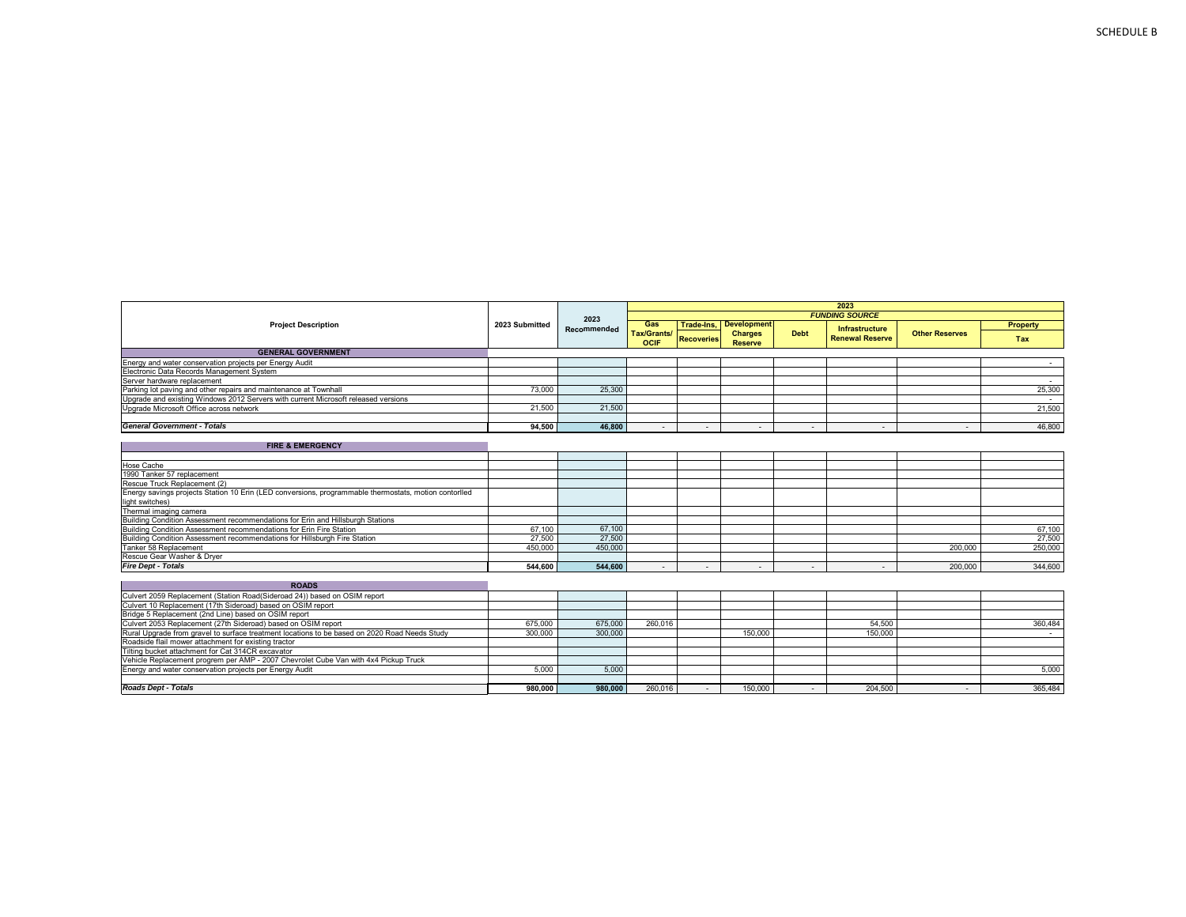SCHEDULE B

| Project Description | 2023 Submitted | 2023 Recommended | 2023 FUNDING SOURCE | | | | | | |
|---|---|---|---|---|---|---|---|---|---|
| | | | Gas Tax/Grants/ OCIF | Trade-Ins, Recoveries | Development Charges Reserve | Debt | Infrastructure Renewal Reserve | Other Reserves | Property Tax |
| **GENERAL GOVERNMENT** | | | | | | | | | |
| Energy and water conservation projects per Energy Audit | | | | | | | | | - |
| Electronic Data Records Management System | | | | | | | | | |
| Server hardware replacement | | | | | | | | | - |
| Parking lot paving and other repairs and maintenance at Townhall | 73,000 | 25,300 | | | | | | | 25,300 |
| Upgrade and existing Windows 2012 Servers with current Microsoft released versions | | | | | | | | | - |
| Upgrade Microsoft Office across network | 21,500 | 21,500 | | | | | | | 21,500 |
| | | | | | | | | | |
| ***General Government - Totals*** | **94,500** | **46,800** | - | - | - | - | - | - | 46,800 |
| **FIRE & EMERGENCY** | | | | | | | | | |
| | | | | | | | | | |
| Hose Cache | | | | | | | | | |
| 1990 Tanker 57 replacement | | | | | | | | | |
| Rescue Truck Replacement (2) | | | | | | | | | |
| Energy savings projects Station 10 Erin (LED conversions, programmable thermostats, motion contorlled light switches) | | | | | | | | | |
| Thermal imaging camera | | | | | | | | | |
| Building Condition Assessment recommendations for Erin and Hillsburgh Stations | | | | | | | | | |
| Building Condition Assessment recommendations for Erin Fire Station | 67,100 | 67,100 | | | | | | | 67,100 |
| Building Condition Assessment recommendations for Hillsburgh Fire Station | 27,500 | 27,500 | | | | | | | 27,500 |
| Tanker 58 Replacement | 450,000 | 450,000 | | | | | | 200,000 | 250,000 |
| Rescue Gear Washer & Dryer | | | | | | | | | |
| ***Fire Dept - Totals*** | **544,600** | **544,600** | - | - | - | - | - | 200,000 | 344,600 |
| **ROADS** | | | | | | | | | |
| Culvert 2059 Replacement (Station Road(Sideroad 24)) based on OSIM report | | | | | | | | | |
| Culvert 10 Replacement (17th Sideroad) based on OSIM report | | | | | | | | | |
| Bridge 5 Replacement (2nd Line) based on OSIM report | | | | | | | | | |
| Culvert 2053 Replacement (27th Sideroad) based on OSIM report | 675,000 | 675,000 | 260,016 | | | | 54,500 | | 360,484 |
| Rural Upgrade from gravel to surface treatment locations to be based on 2020 Road Needs Study | 300,000 | 300,000 | | | 150,000 | | 150,000 | | - |
| Roadside flail mower attachment for existing tractor | | | | | | | | | |
| Tilting bucket attachment for Cat 314CR excavator | | | | | | | | | |
| Vehicle Replacement progrem per AMP - 2007 Chevrolet Cube Van with 4x4 Pickup Truck | | | | | | | | | |
| Energy and water conservation projects per Energy Audit | 5,000 | 5,000 | | | | | | | 5,000 |
| | | | | | | | | | |
| ***Roads Dept - Totals*** | **980,000** | **980,000** | 260,016 | - | 150,000 | - | 204,500 | - | 365,484 |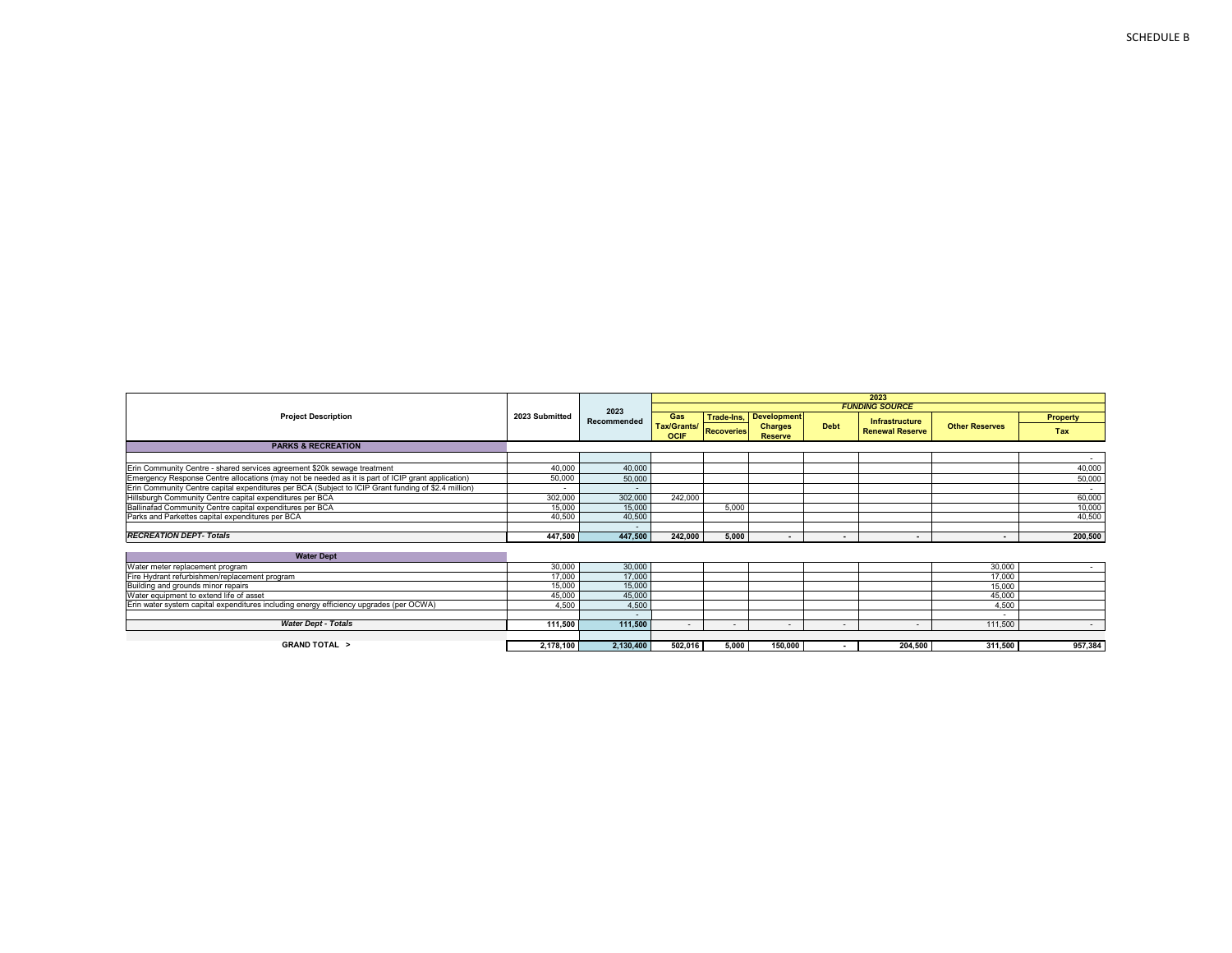SCHEDULE B

| Project Description | 2023 Submitted | 2023 Recommended | 2023 FUNDING SOURCE | | | | | | |
|---|---|---|---|---|---|---|---|---|---|
| | | | Gas Tax/Grants/ OCIF | Trade-Ins, Recoveries | Development Charges Reserve | Debt | Infrastructure Renewal Reserve | Other Reserves | Property Tax |
| **PARKS & RECREATION** | | | | | | | | | |
| | | | | | | | | | - |
| Erin Community Centre - shared services agreement $20k sewage treatment | 40,000 | 40,000 | | | | | | | 40,000 |
| Emergency Response Centre allocations (may not be needed as it is part of ICIP grant application) | 50,000 | 50,000 | | | | | | | 50,000 |
| Erin Community Centre capital expenditures per BCA (Subject to ICIP Grant funding of $2.4 million) | - | - | | | | | | | - |
| Hillsburgh Community Centre capital expenditures per BCA | 302,000 | 302,000 | 242,000 | | | | | | 60,000 |
| Ballinafad Community Centre capital expenditures per BCA | 15,000 | 15,000 | | 5,000 | | | | | 10,000 |
| Parks and Parkettes capital expenditures per BCA | 40,500 | 40,500 | | | | | | | 40,500 |
| | | - | | | | | | | |
| ***RECREATION DEPT- Totals*** | **447,500** | **447,500** | **242,000** | **5,000** | **-** | **-** | **-** | **-** | **200,500** |
| **Water Dept** | | | | | | | | | |
| Water meter replacement program | 30,000 | 30,000 | | | | | | 30,000 | - |
| Fire Hydrant refurbishmen/replacement program | 17,000 | 17,000 | | | | | | 17,000 | |
| Building and grounds minor repairs | 15,000 | 15,000 | | | | | | 15,000 | |
| Water equipment to extend life of asset | 45,000 | 45,000 | | | | | | 45,000 | |
| Erin water system capital expenditures including energy efficiency upgrades (per OCWA) | 4,500 | 4,500 | | | | | | 4,500 | |
| | | - | | | | | | - | |
| ***Water Dept - Totals*** | **111,500** | **111,500** | - | - | - | - | - | 111,500 | - |
| **GRAND TOTAL >** | **2,178,100** | **2,130,400** | **502,016** | **5,000** | **150,000** | **-** | **204,500** | **311,500** | **957,384** |